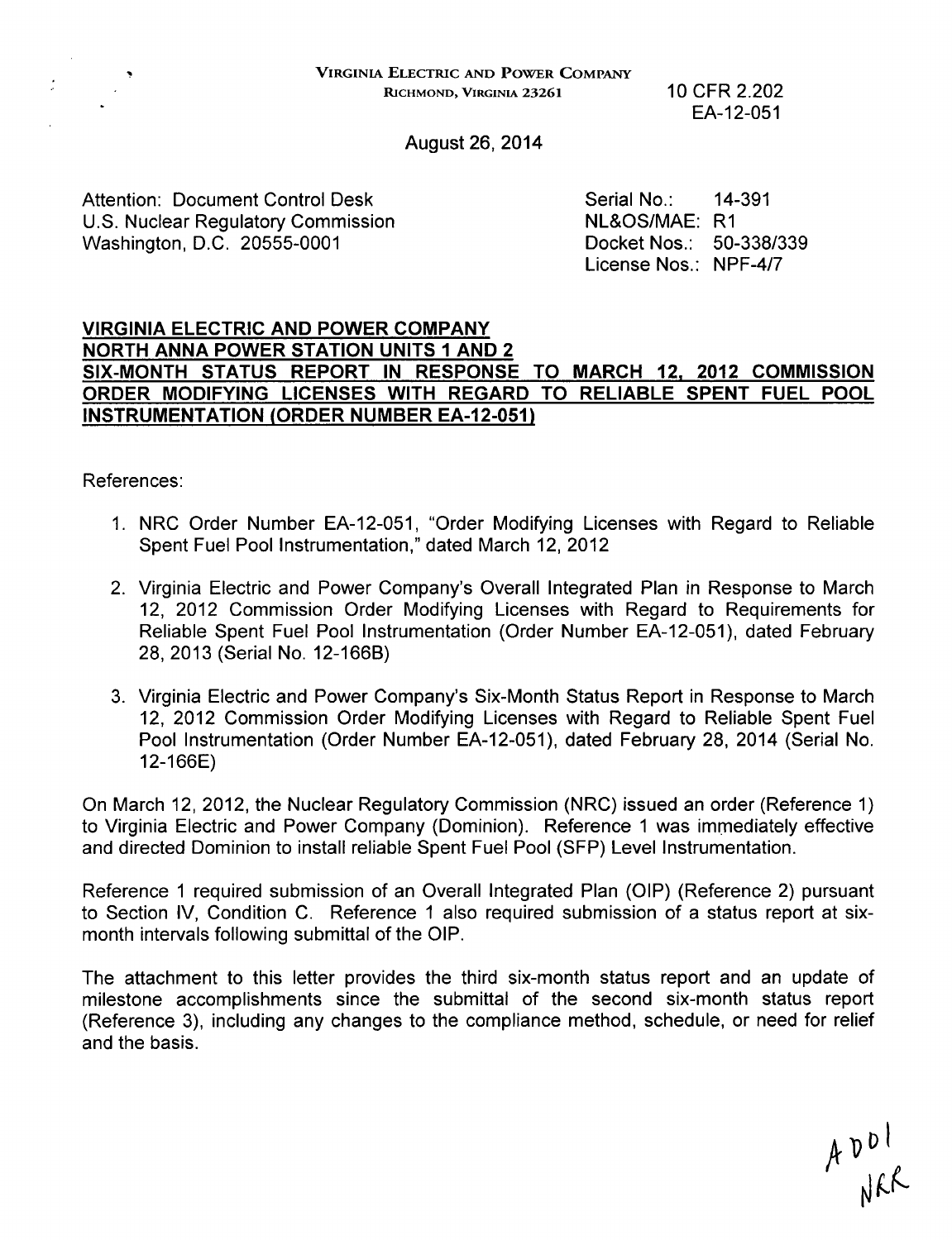VIRGINIA ELECTRIC AND POWER COMPANY
RICHMOND, VIRGINIA 23261

10 CFR 2.202
EA-12-051

August 26, 2014

Attention: Document Control Desk
U.S. Nuclear Regulatory Commission
Washington, D.C. 20555-0001

Serial No.: 14-391
NL&OS/MAE: R1
Docket Nos.: 50-338/339
License Nos.: NPF-4/7

**VIRGINIA ELECTRIC AND POWER COMPANY**
**NORTH ANNA POWER STATION UNITS 1 AND 2**
**SIX-MONTH STATUS REPORT IN RESPONSE TO MARCH 12, 2012 COMMISSION ORDER MODIFYING LICENSES WITH REGARD TO RELIABLE SPENT FUEL POOL INSTRUMENTATION (ORDER NUMBER EA-12-051)**

References:

1. NRC Order Number EA-12-051, "Order Modifying Licenses with Regard to Reliable Spent Fuel Pool Instrumentation," dated March 12, 2012
2. Virginia Electric and Power Company's Overall Integrated Plan in Response to March 12, 2012 Commission Order Modifying Licenses with Regard to Requirements for Reliable Spent Fuel Pool Instrumentation (Order Number EA-12-051), dated February 28, 2013 (Serial No. 12-166B)
3. Virginia Electric and Power Company's Six-Month Status Report in Response to March 12, 2012 Commission Order Modifying Licenses with Regard to Reliable Spent Fuel Pool Instrumentation (Order Number EA-12-051), dated February 28, 2014 (Serial No. 12-166E)

On March 12, 2012, the Nuclear Regulatory Commission (NRC) issued an order (Reference 1) to Virginia Electric and Power Company (Dominion). Reference 1 was immediately effective and directed Dominion to install reliable Spent Fuel Pool (SFP) Level Instrumentation.

Reference 1 required submission of an Overall Integrated Plan (OIP) (Reference 2) pursuant to Section IV, Condition C. Reference 1 also required submission of a status report at six-month intervals following submittal of the OIP.

The attachment to this letter provides the third six-month status report and an update of milestone accomplishments since the submittal of the second six-month status report (Reference 3), including any changes to the compliance method, schedule, or need for relief and the basis.

A001
NRR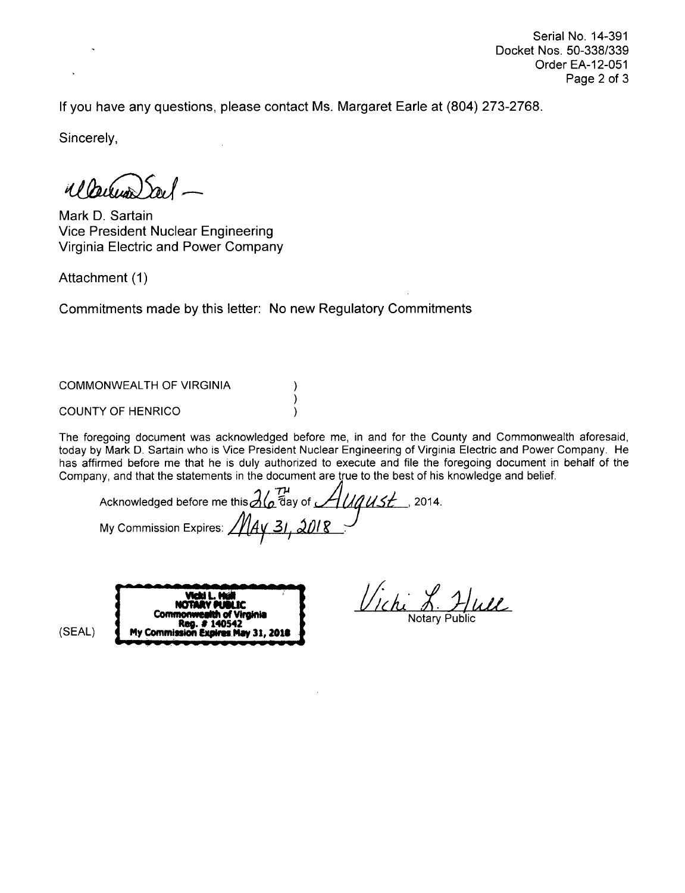If you have any questions, please contact Ms. Margaret Earle at (804) 273-2768.

Sincerely,

Mark D. Sartain
Vice President Nuclear Engineering
Virginia Electric and Power Company

Attachment (1)

Commitments made by this letter: No new Regulatory Commitments

COMMONWEALTH OF VIRGINIA )
)
COUNTY OF HENRICO )

The foregoing document was acknowledged before me, in and for the County and Commonwealth aforesaid, today by Mark D. Sartain who is Vice President Nuclear Engineering of Virginia Electric and Power Company. He has affirmed before me that he is duly authorized to execute and file the foregoing document in behalf of the Company, and that the statements in the document are true to the best of his knowledge and belief.

Acknowledged before me this 26TH day of August, 2014.

My Commission Expires: MAY 31, 2018.

(SEAL)

Vicki L. Hull
NOTARY PUBLIC
Commonwealth of Virginia
Reg. # 140542
My Commission Expires May 31, 2018

Notary Public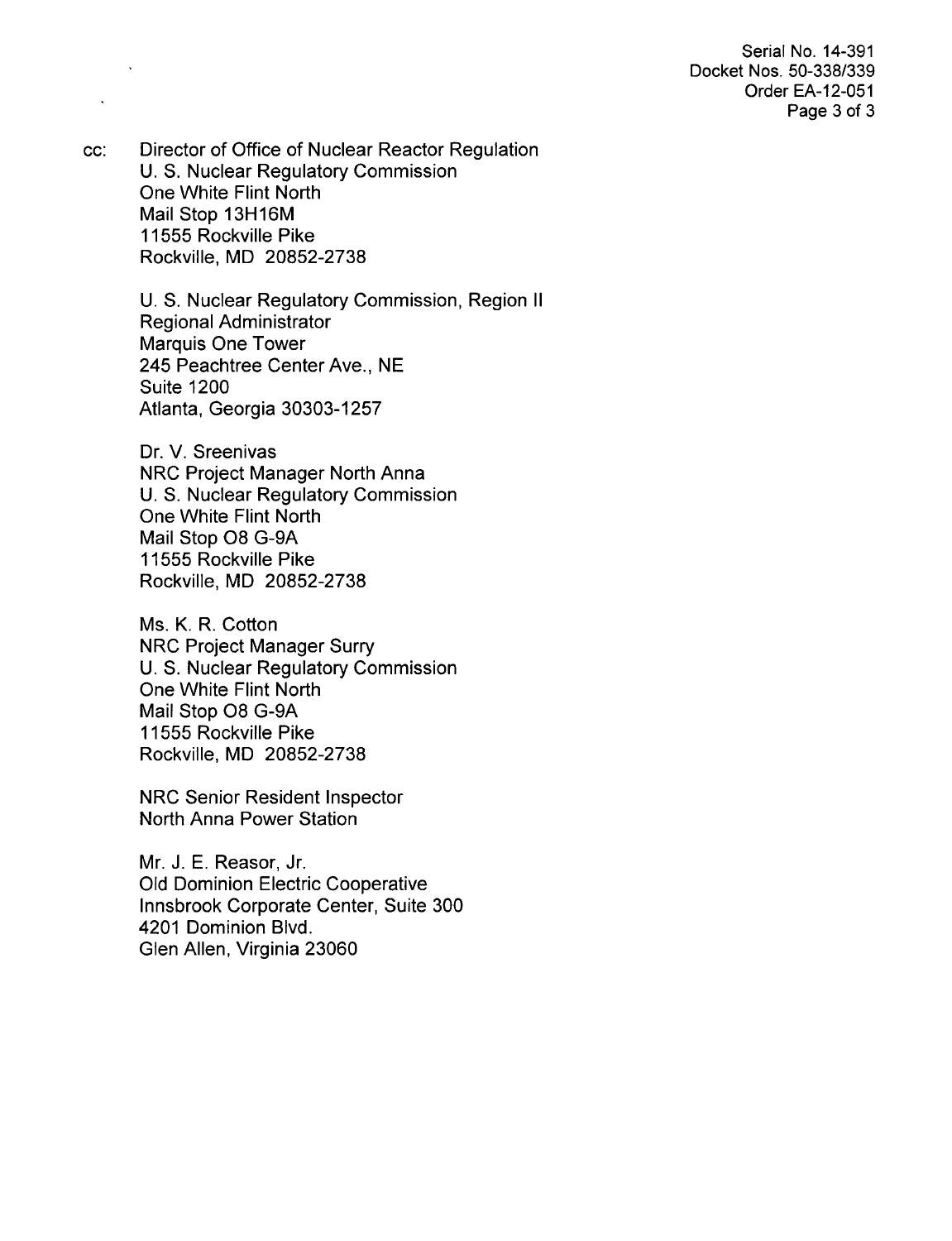cc: Director of Office of Nuclear Reactor Regulation
U. S. Nuclear Regulatory Commission
One White Flint North
Mail Stop 13H16M
11555 Rockville Pike
Rockville, MD 20852-2738

U. S. Nuclear Regulatory Commission, Region II
Regional Administrator
Marquis One Tower
245 Peachtree Center Ave., NE
Suite 1200
Atlanta, Georgia 30303-1257

Dr. V. Sreenivas
NRC Project Manager North Anna
U. S. Nuclear Regulatory Commission
One White Flint North
Mail Stop O8 G-9A
11555 Rockville Pike
Rockville, MD 20852-2738

Ms. K. R. Cotton
NRC Project Manager Surry
U. S. Nuclear Regulatory Commission
One White Flint North
Mail Stop O8 G-9A
11555 Rockville Pike
Rockville, MD 20852-2738

NRC Senior Resident Inspector
North Anna Power Station

Mr. J. E. Reasor, Jr.
Old Dominion Electric Cooperative
Innsbrook Corporate Center, Suite 300
4201 Dominion Blvd.
Glen Allen, Virginia 23060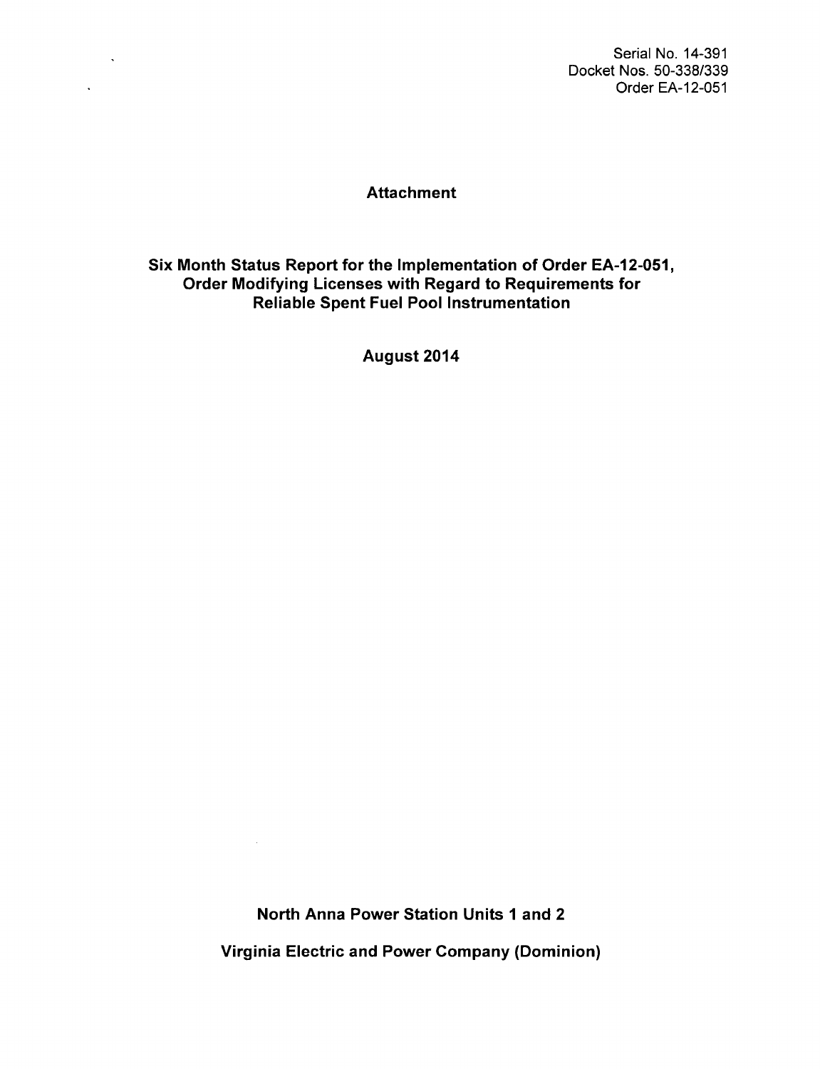Serial No. 14-391
Docket Nos. 50-338/339
Order EA-12-051

**Attachment**

**Six Month Status Report for the Implementation of Order EA-12-051, Order Modifying Licenses with Regard to Requirements for Reliable Spent Fuel Pool Instrumentation**

**August 2014**

**North Anna Power Station Units 1 and 2**

**Virginia Electric and Power Company (Dominion)**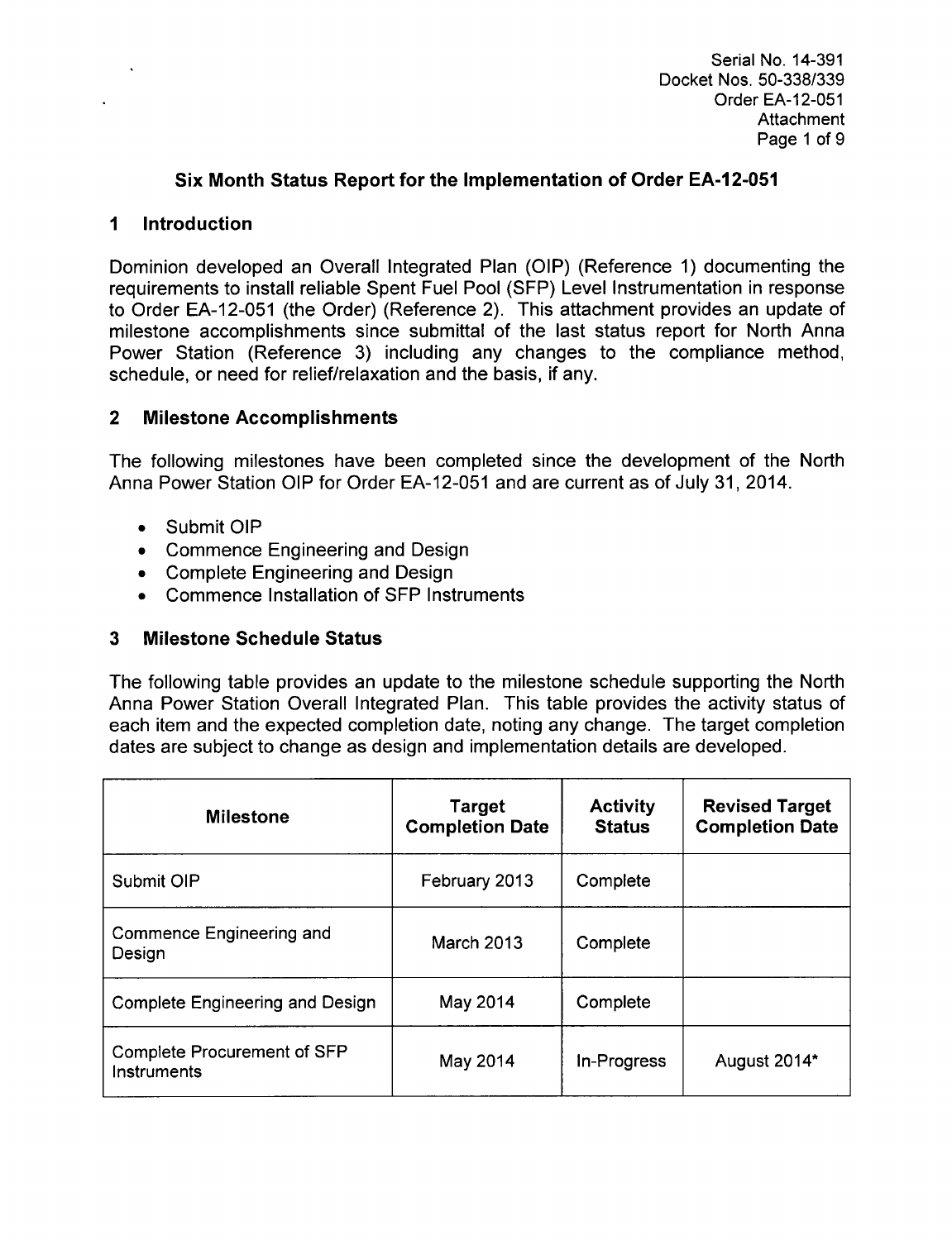Serial No. 14-391
Docket Nos. 50-338/339
Order EA-12-051
Attachment

## Six Month Status Report for the Implementation of Order EA-12-051

### 1 Introduction

Dominion developed an Overall Integrated Plan (OIP) (Reference 1) documenting the requirements to install reliable Spent Fuel Pool (SFP) Level Instrumentation in response to Order EA-12-051 (the Order) (Reference 2). This attachment provides an update of milestone accomplishments since submittal of the last status report for North Anna Power Station (Reference 3) including any changes to the compliance method, schedule, or need for relief/relaxation and the basis, if any.

### 2 Milestone Accomplishments

The following milestones have been completed since the development of the North Anna Power Station OIP for Order EA-12-051 and are current as of July 31, 2014.

- Submit OIP
- Commence Engineering and Design
- Complete Engineering and Design
- Commence Installation of SFP Instruments

### 3 Milestone Schedule Status

The following table provides an update to the milestone schedule supporting the North Anna Power Station Overall Integrated Plan. This table provides the activity status of each item and the expected completion date, noting any change. The target completion dates are subject to change as design and implementation details are developed.

| Milestone | Target Completion Date | Activity Status | Revised Target Completion Date |
|---|---|---|---|
| Submit OIP | February 2013 | Complete | |
| Commence Engineering and Design | March 2013 | Complete | |
| Complete Engineering and Design | May 2014 | Complete | |
| Complete Procurement of SFP Instruments | May 2014 | In-Progress | August 2014* |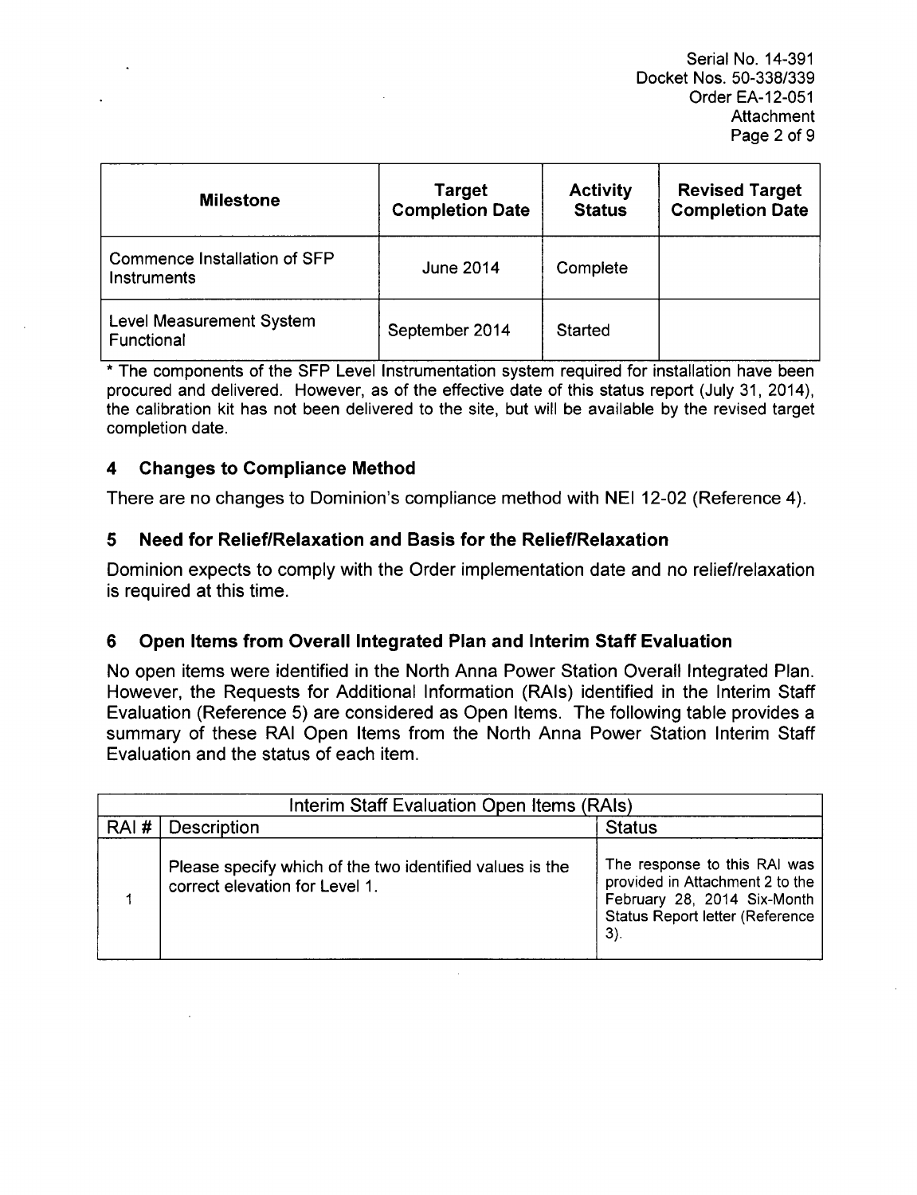| Milestone | Target Completion Date | Activity Status | Revised Target Completion Date |
|---|---|---|---|
| Commence Installation of SFP Instruments | June 2014 | Complete | |
| Level Measurement System Functional | September 2014 | Started | |

* The components of the SFP Level Instrumentation system required for installation have been procured and delivered. However, as of the effective date of this status report (July 31, 2014), the calibration kit has not been delivered to the site, but will be available by the revised target completion date.

## 4 Changes to Compliance Method

There are no changes to Dominion's compliance method with NEI 12-02 (Reference 4).

## 5 Need for Relief/Relaxation and Basis for the Relief/Relaxation

Dominion expects to comply with the Order implementation date and no relief/relaxation is required at this time.

## 6 Open Items from Overall Integrated Plan and Interim Staff Evaluation

No open items were identified in the North Anna Power Station Overall Integrated Plan. However, the Requests for Additional Information (RAIs) identified in the Interim Staff Evaluation (Reference 5) are considered as Open Items. The following table provides a summary of these RAI Open Items from the North Anna Power Station Interim Staff Evaluation and the status of each item.

| Interim Staff Evaluation Open Items (RAIs) | | |
|---|---|---|
| RAI # | Description | Status |
| 1 | Please specify which of the two identified values is the correct elevation for Level 1. | The response to this RAI was provided in Attachment 2 to the February 28, 2014 Six-Month Status Report letter (Reference 3). |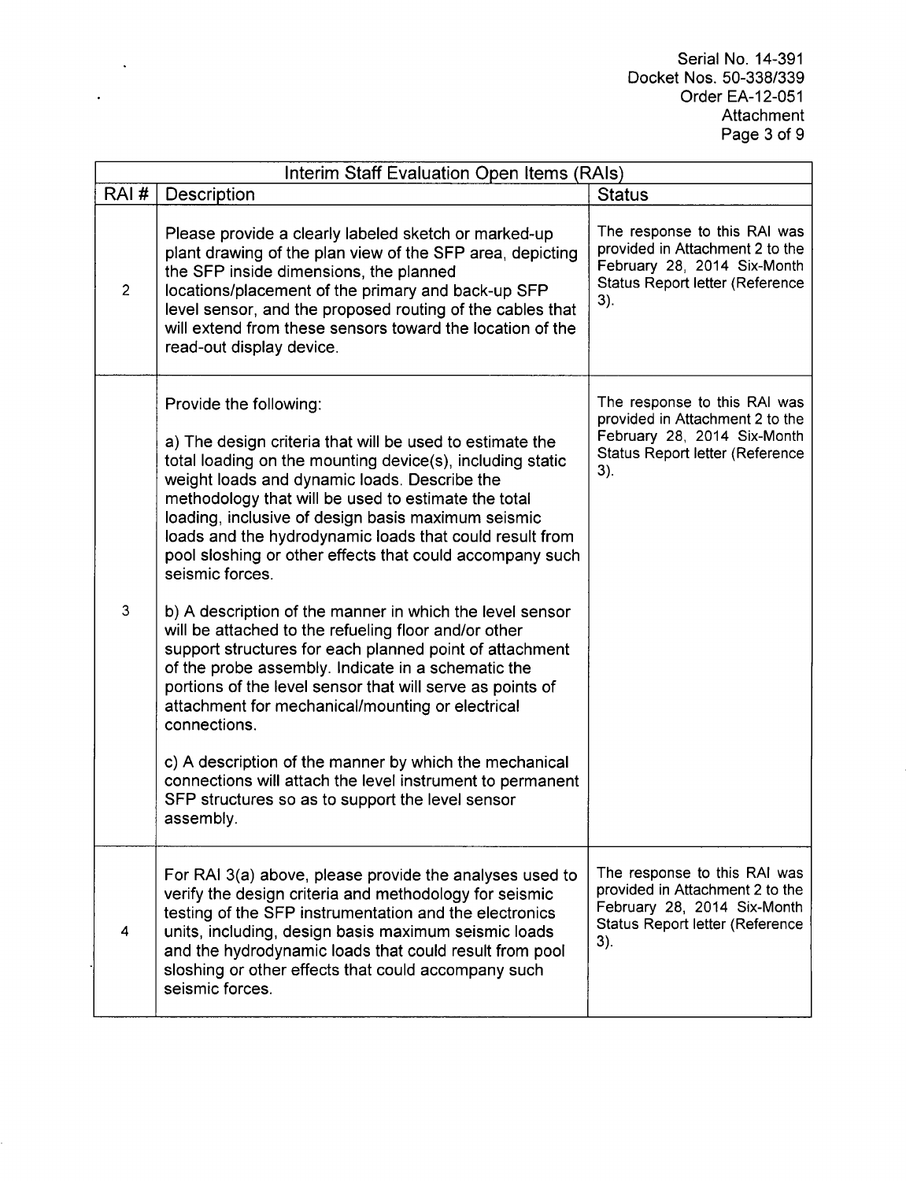| Interim Staff Evaluation Open Items (RAIs) | | |
|---|---|---|
| RAI # | Description | Status |
| 2 | Please provide a clearly labeled sketch or marked-up plant drawing of the plan view of the SFP area, depicting the SFP inside dimensions, the planned locations/placement of the primary and back-up SFP level sensor, and the proposed routing of the cables that will extend from these sensors toward the location of the read-out display device. | The response to this RAI was provided in Attachment 2 to the February 28, 2014 Six-Month Status Report letter (Reference 3). |
| 3 | Provide the following:<br><br>a) The design criteria that will be used to estimate the total loading on the mounting device(s), including static weight loads and dynamic loads. Describe the methodology that will be used to estimate the total loading, inclusive of design basis maximum seismic loads and the hydrodynamic loads that could result from pool sloshing or other effects that could accompany such seismic forces.<br><br>b) A description of the manner in which the level sensor will be attached to the refueling floor and/or other support structures for each planned point of attachment of the probe assembly. Indicate in a schematic the portions of the level sensor that will serve as points of attachment for mechanical/mounting or electrical connections.<br><br>c) A description of the manner by which the mechanical connections will attach the level instrument to permanent SFP structures so as to support the level sensor assembly. | The response to this RAI was provided in Attachment 2 to the February 28, 2014 Six-Month Status Report letter (Reference 3). |
| 4 | For RAI 3(a) above, please provide the analyses used to verify the design criteria and methodology for seismic testing of the SFP instrumentation and the electronics units, including, design basis maximum seismic loads and the hydrodynamic loads that could result from pool sloshing or other effects that could accompany such seismic forces. | The response to this RAI was provided in Attachment 2 to the February 28, 2014 Six-Month Status Report letter (Reference 3). |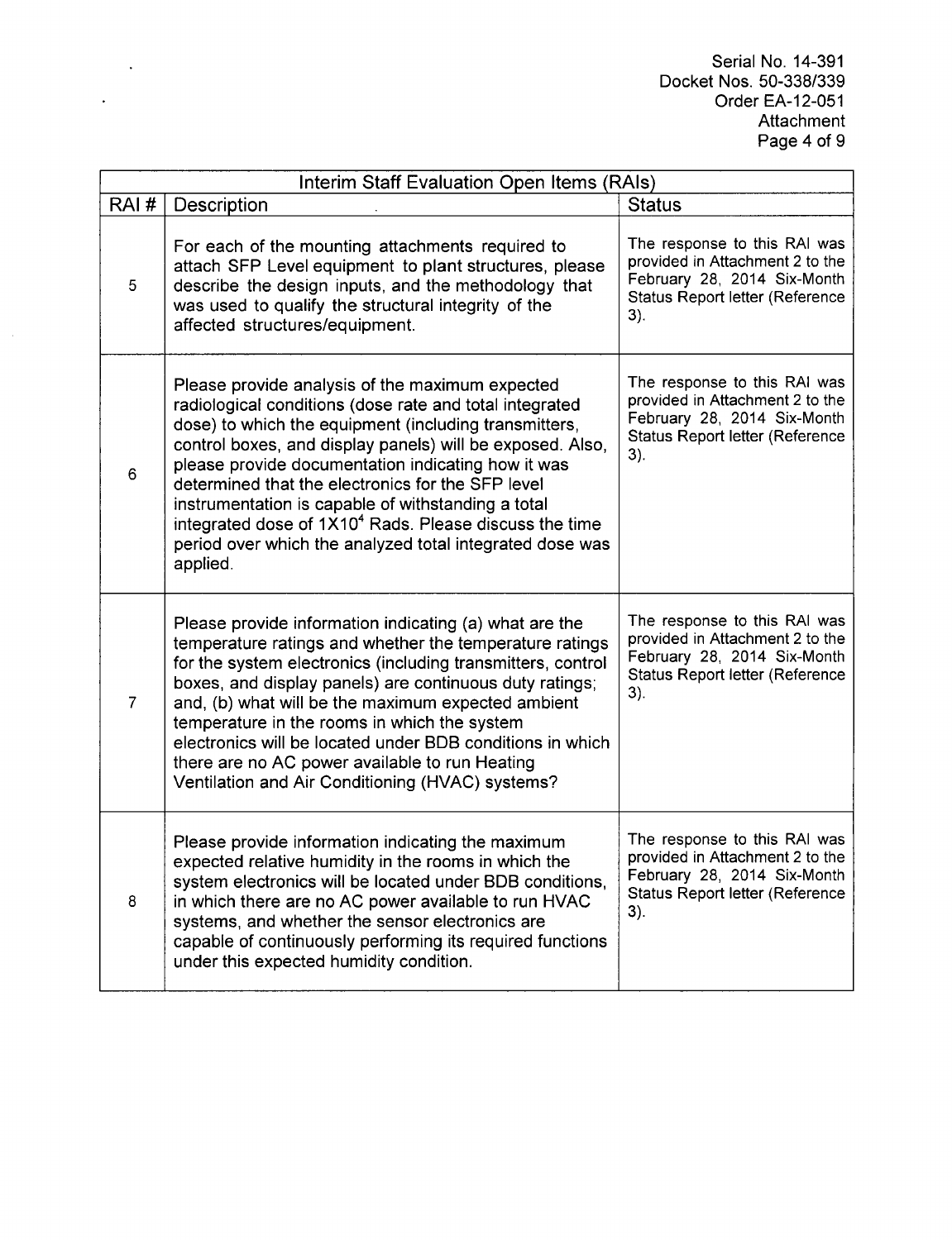| Interim Staff Evaluation Open Items (RAIs) | | |
|---|---|---|
| RAI # | Description | Status |
| 5 | For each of the mounting attachments required to attach SFP Level equipment to plant structures, please describe the design inputs, and the methodology that was used to qualify the structural integrity of the affected structures/equipment. | The response to this RAI was provided in Attachment 2 to the February 28, 2014 Six-Month Status Report letter (Reference 3). |
| 6 | Please provide analysis of the maximum expected radiological conditions (dose rate and total integrated dose) to which the equipment (including transmitters, control boxes, and display panels) will be exposed. Also, please provide documentation indicating how it was determined that the electronics for the SFP level instrumentation is capable of withstanding a total integrated dose of $1X10^4$ Rads. Please discuss the time period over which the analyzed total integrated dose was applied. | The response to this RAI was provided in Attachment 2 to the February 28, 2014 Six-Month Status Report letter (Reference 3). |
| 7 | Please provide information indicating (a) what are the temperature ratings and whether the temperature ratings for the system electronics (including transmitters, control boxes, and display panels) are continuous duty ratings; and, (b) what will be the maximum expected ambient temperature in the rooms in which the system electronics will be located under BDB conditions in which there are no AC power available to run Heating Ventilation and Air Conditioning (HVAC) systems? | The response to this RAI was provided in Attachment 2 to the February 28, 2014 Six-Month Status Report letter (Reference 3). |
| 8 | Please provide information indicating the maximum expected relative humidity in the rooms in which the system electronics will be located under BDB conditions, in which there are no AC power available to run HVAC systems, and whether the sensor electronics are capable of continuously performing its required functions under this expected humidity condition. | The response to this RAI was provided in Attachment 2 to the February 28, 2014 Six-Month Status Report letter (Reference 3). |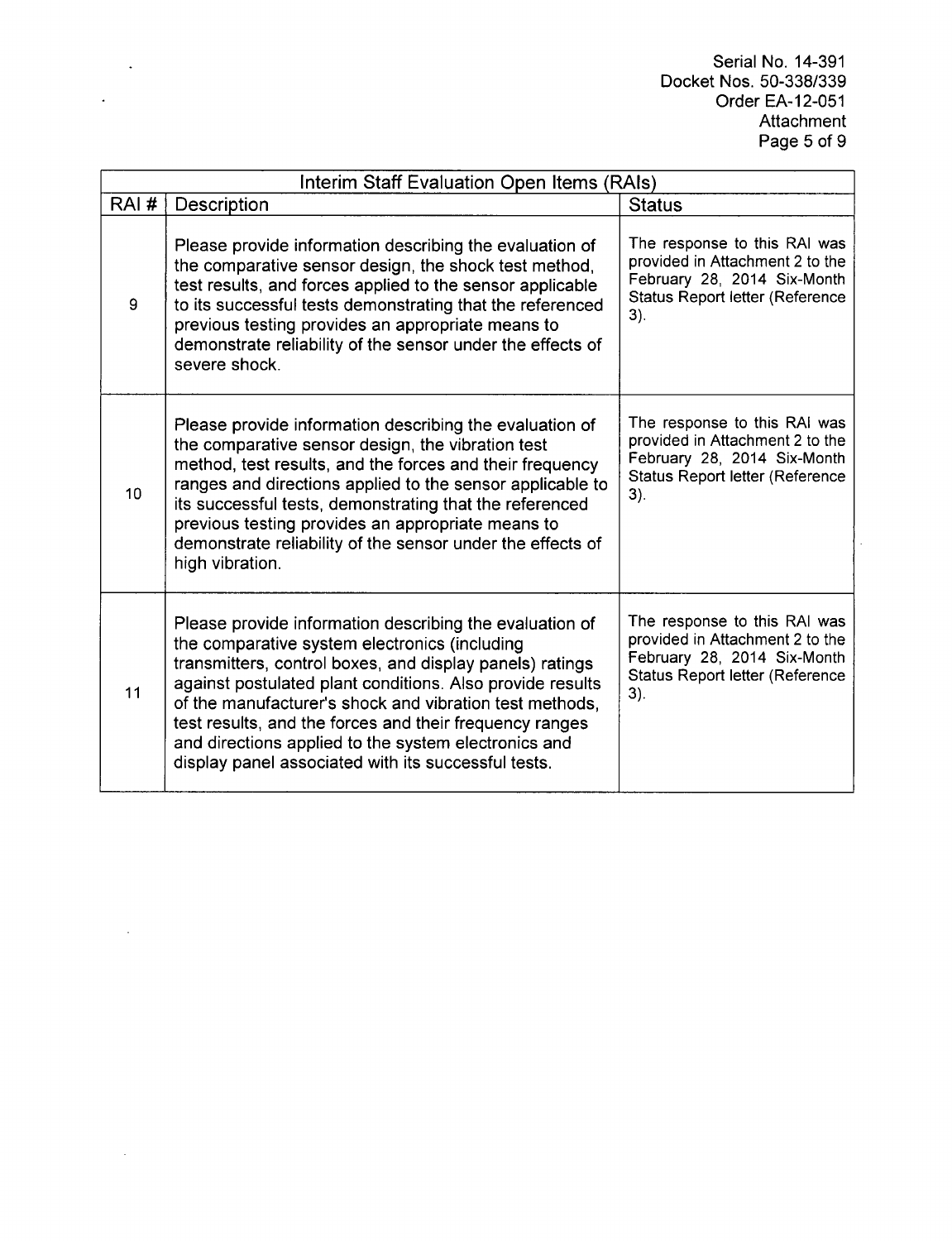| Interim Staff Evaluation Open Items (RAIs) | | |
|---|---|---|
| RAI # | Description | Status |
| 9 | Please provide information describing the evaluation of the comparative sensor design, the shock test method, test results, and forces applied to the sensor applicable to its successful tests demonstrating that the referenced previous testing provides an appropriate means to demonstrate reliability of the sensor under the effects of severe shock. | The response to this RAI was provided in Attachment 2 to the February 28, 2014 Six-Month Status Report letter (Reference 3). |
| 10 | Please provide information describing the evaluation of the comparative sensor design, the vibration test method, test results, and the forces and their frequency ranges and directions applied to the sensor applicable to its successful tests, demonstrating that the referenced previous testing provides an appropriate means to demonstrate reliability of the sensor under the effects of high vibration. | The response to this RAI was provided in Attachment 2 to the February 28, 2014 Six-Month Status Report letter (Reference 3). |
| 11 | Please provide information describing the evaluation of the comparative system electronics (including transmitters, control boxes, and display panels) ratings against postulated plant conditions. Also provide results of the manufacturer's shock and vibration test methods, test results, and the forces and their frequency ranges and directions applied to the system electronics and display panel associated with its successful tests. | The response to this RAI was provided in Attachment 2 to the February 28, 2014 Six-Month Status Report letter (Reference 3). |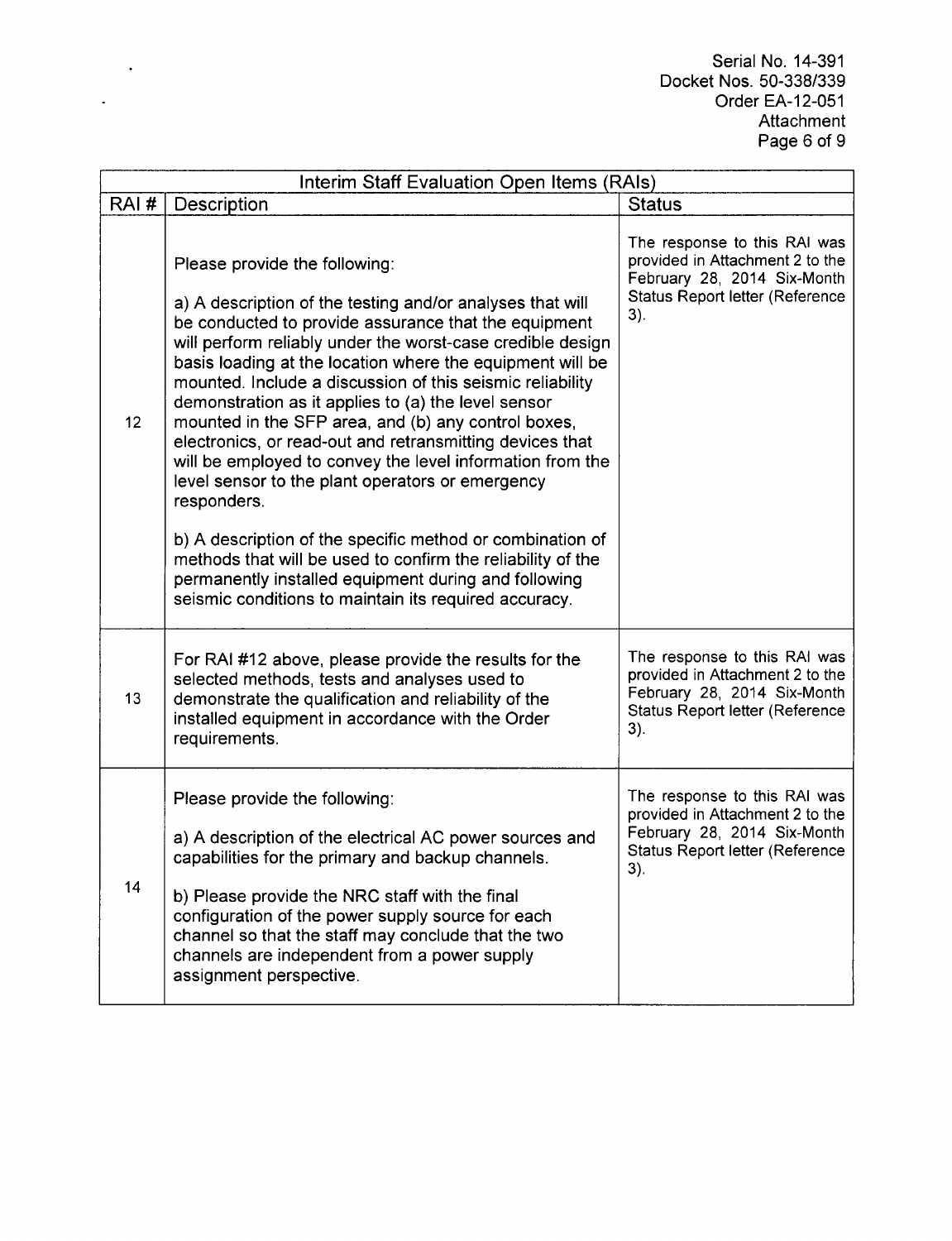| Interim Staff Evaluation Open Items (RAIs) | | |
|---|---|---|
| RAI # | Description | Status |
| 12 | Please provide the following:<br><br>a) A description of the testing and/or analyses that will be conducted to provide assurance that the equipment will perform reliably under the worst-case credible design basis loading at the location where the equipment will be mounted. Include a discussion of this seismic reliability demonstration as it applies to (a) the level sensor mounted in the SFP area, and (b) any control boxes, electronics, or read-out and retransmitting devices that will be employed to convey the level information from the level sensor to the plant operators or emergency responders.<br><br>b) A description of the specific method or combination of methods that will be used to confirm the reliability of the permanently installed equipment during and following seismic conditions to maintain its required accuracy. | The response to this RAI was provided in Attachment 2 to the February 28, 2014 Six-Month Status Report letter (Reference 3). |
| 13 | For RAI #12 above, please provide the results for the selected methods, tests and analyses used to demonstrate the qualification and reliability of the installed equipment in accordance with the Order requirements. | The response to this RAI was provided in Attachment 2 to the February 28, 2014 Six-Month Status Report letter (Reference 3). |
| 14 | Please provide the following:<br><br>a) A description of the electrical AC power sources and capabilities for the primary and backup channels.<br><br>b) Please provide the NRC staff with the final configuration of the power supply source for each channel so that the staff may conclude that the two channels are independent from a power supply assignment perspective. | The response to this RAI was provided in Attachment 2 to the February 28, 2014 Six-Month Status Report letter (Reference 3). |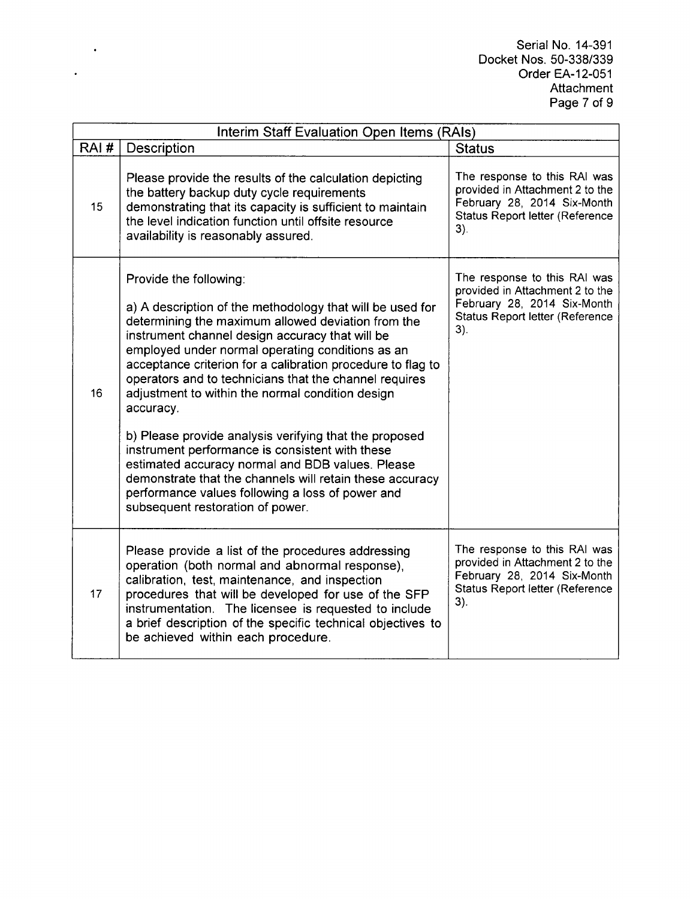| Interim Staff Evaluation Open Items (RAIs) | | |
|---|---|---|
| RAI # | Description | Status |
| 15 | Please provide the results of the calculation depicting the battery backup duty cycle requirements demonstrating that its capacity is sufficient to maintain the level indication function until offsite resource availability is reasonably assured. | The response to this RAI was provided in Attachment 2 to the February 28, 2014 Six-Month Status Report letter (Reference 3). |
| 16 | Provide the following:<br><br>a) A description of the methodology that will be used for determining the maximum allowed deviation from the instrument channel design accuracy that will be employed under normal operating conditions as an acceptance criterion for a calibration procedure to flag to operators and to technicians that the channel requires adjustment to within the normal condition design accuracy.<br><br>b) Please provide analysis verifying that the proposed instrument performance is consistent with these estimated accuracy normal and BDB values. Please demonstrate that the channels will retain these accuracy performance values following a loss of power and subsequent restoration of power. | The response to this RAI was provided in Attachment 2 to the February 28, 2014 Six-Month Status Report letter (Reference 3). |
| 17 | Please provide a list of the procedures addressing operation (both normal and abnormal response), calibration, test, maintenance, and inspection procedures that will be developed for use of the SFP instrumentation. The licensee is requested to include a brief description of the specific technical objectives to be achieved within each procedure. | The response to this RAI was provided in Attachment 2 to the February 28, 2014 Six-Month Status Report letter (Reference 3). |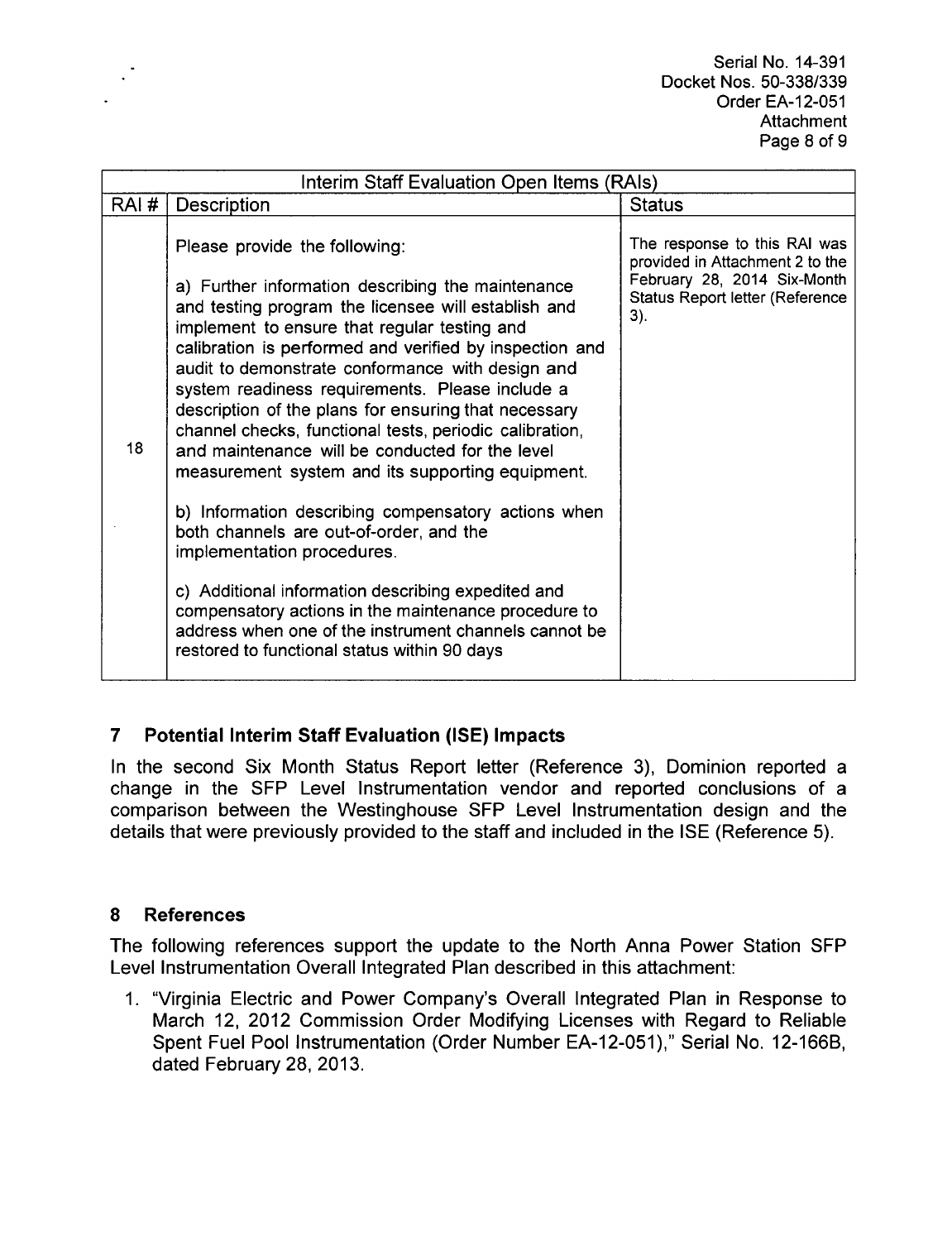| Interim Staff Evaluation Open Items (RAIs) | | |
|---|---|---|
| RAI # | Description | Status |
| 18 | Please provide the following:<br><br>a) Further information describing the maintenance and testing program the licensee will establish and implement to ensure that regular testing and calibration is performed and verified by inspection and audit to demonstrate conformance with design and system readiness requirements. Please include a description of the plans for ensuring that necessary channel checks, functional tests, periodic calibration, and maintenance will be conducted for the level measurement system and its supporting equipment.<br><br>b) Information describing compensatory actions when both channels are out-of-order, and the implementation procedures.<br><br>c) Additional information describing expedited and compensatory actions in the maintenance procedure to address when one of the instrument channels cannot be restored to functional status within 90 days | The response to this RAI was provided in Attachment 2 to the February 28, 2014 Six-Month Status Report letter (Reference 3). |

## 7 Potential Interim Staff Evaluation (ISE) Impacts

In the second Six Month Status Report letter (Reference 3), Dominion reported a change in the SFP Level Instrumentation vendor and reported conclusions of a comparison between the Westinghouse SFP Level Instrumentation design and the details that were previously provided to the staff and included in the ISE (Reference 5).

## 8 References

The following references support the update to the North Anna Power Station SFP Level Instrumentation Overall Integrated Plan described in this attachment:

1. "Virginia Electric and Power Company's Overall Integrated Plan in Response to March 12, 2012 Commission Order Modifying Licenses with Regard to Reliable Spent Fuel Pool Instrumentation (Order Number EA-12-051)," Serial No. 12-166B, dated February 28, 2013.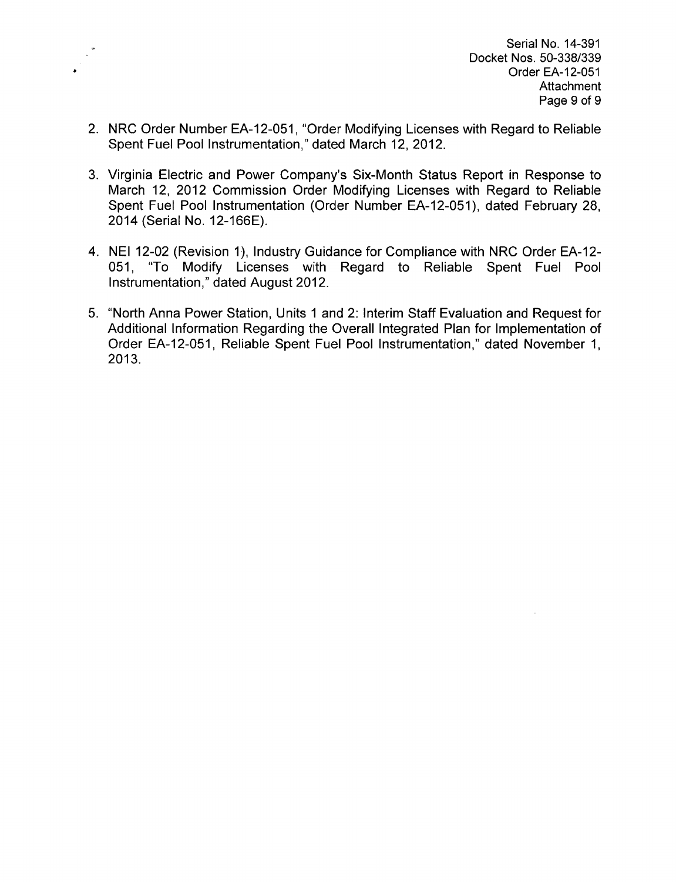2. NRC Order Number EA-12-051, "Order Modifying Licenses with Regard to Reliable Spent Fuel Pool Instrumentation," dated March 12, 2012.

3. Virginia Electric and Power Company's Six-Month Status Report in Response to March 12, 2012 Commission Order Modifying Licenses with Regard to Reliable Spent Fuel Pool Instrumentation (Order Number EA-12-051), dated February 28, 2014 (Serial No. 12-166E).

4. NEI 12-02 (Revision 1), Industry Guidance for Compliance with NRC Order EA-12-051, "To Modify Licenses with Regard to Reliable Spent Fuel Pool Instrumentation," dated August 2012.

5. "North Anna Power Station, Units 1 and 2: Interim Staff Evaluation and Request for Additional Information Regarding the Overall Integrated Plan for Implementation of Order EA-12-051, Reliable Spent Fuel Pool Instrumentation," dated November 1, 2013.